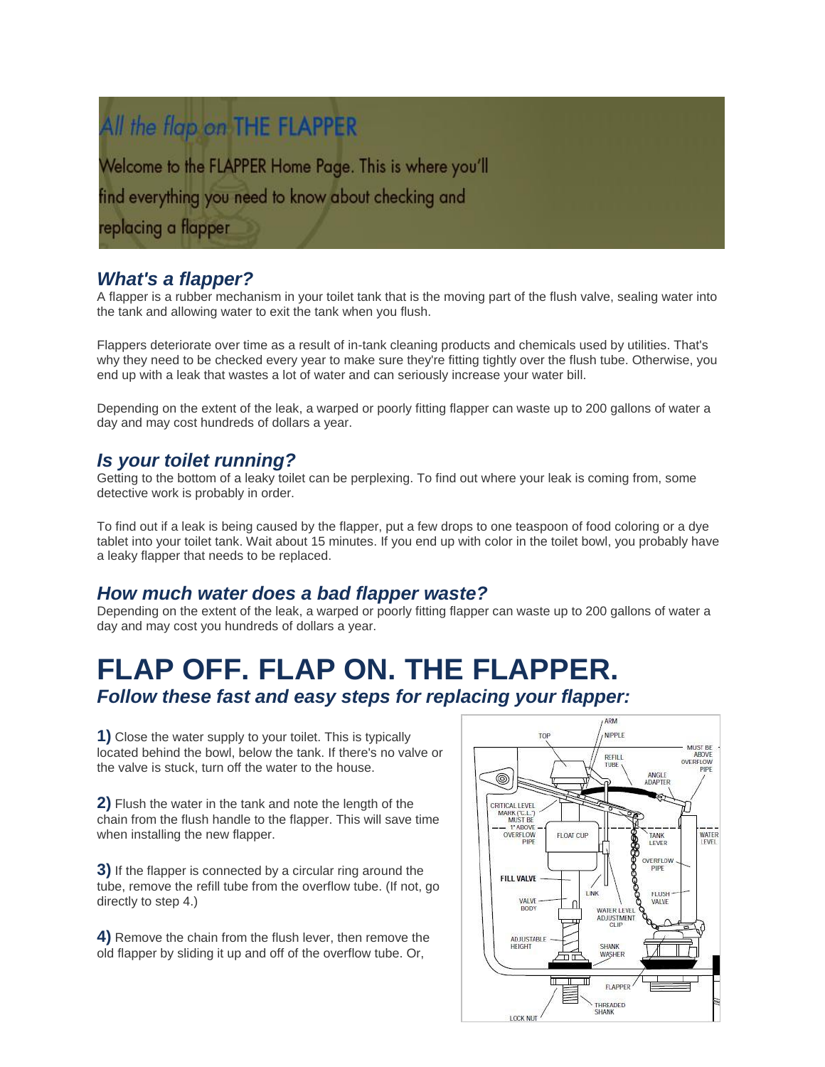# All the flap on THE FLAPPER

Welcome to the FLAPPER Home Page. This is where you'll find everything you need to know about checking and replacing a flapper

## *What's a flapper?*

A flapper is a rubber mechanism in your toilet tank that is the moving part of the flush valve, sealing water into the tank and allowing water to exit the tank when you flush.

Flappers deteriorate over time as a result of in-tank cleaning products and chemicals used by utilities. That's why they need to be checked every year to make sure they're fitting tightly over the flush tube. Otherwise, you end up with a leak that wastes a lot of water and can seriously increase your water bill.

Depending on the extent of the leak, a warped or poorly fitting flapper can waste up to 200 gallons of water a day and may cost hundreds of dollars a year.

## *Is your toilet running?*

Getting to the bottom of a leaky toilet can be perplexing. To find out where your leak is coming from, some detective work is probably in order.

To find out if a leak is being caused by the flapper, put a few drops to one teaspoon of food coloring or a dye tablet into your toilet tank. Wait about 15 minutes. If you end up with color in the toilet bowl, you probably have a leaky flapper that needs to be replaced.

## *How much water does a bad flapper waste?*

Depending on the extent of the leak, a warped or poorly fitting flapper can waste up to 200 gallons of water a day and may cost you hundreds of dollars a year.

# FLAP OFF. FLAP ON. THE FLAPPER.

### *Follow these fast and easy steps for replacing your flapper:*

**1)** Close the water supply to your toilet. This is typically located behind the bowl, below the tank. If there's no valve or the valve is stuck, turn off the water to the house.

**2)** Flush the water in the tank and note the length of the chain from the flush handle to the flapper. This will save time when installing the new flapper.

**3)** If the flapper is connected by a circular ring around the tube, remove the refill tube from the overflow tube. (If not, go directly to step 4.)

**4)** Remove the chain from the flush lever, then remove the old flapper by sliding it up and off of the overflow tube. Or,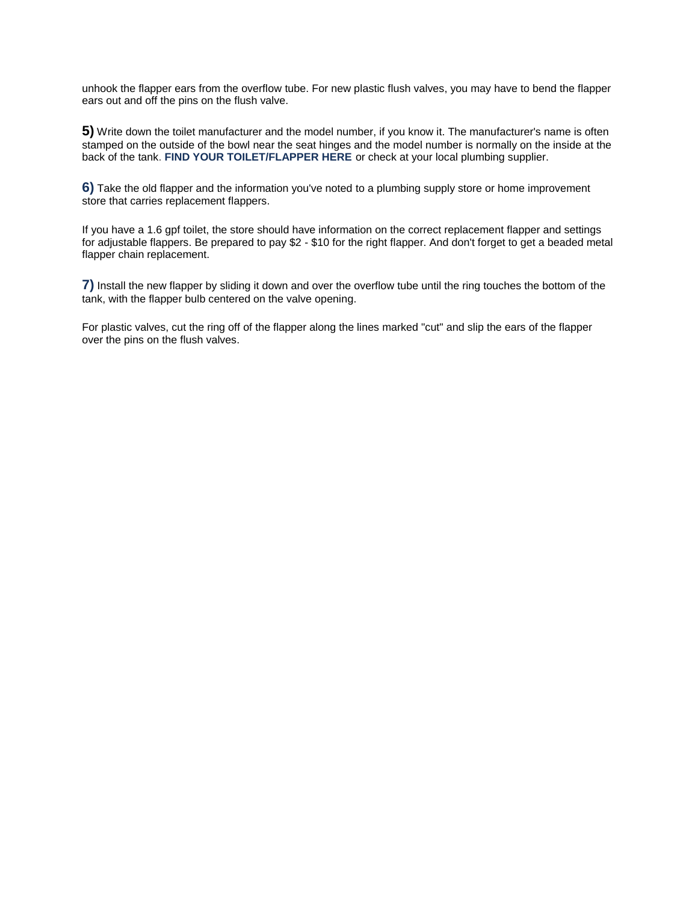unhook the flapper ears from the overflow tube. For new plastic flush valves, you may have to bend the flapper ears out and off the pins on the flush valve.

**5)** Write down the toilet manufacturer and the model number, if you know it. The manufacturer's name is often stamped on the outside of the bowl near the seat hinges and the model number is normally on the inside at the back of the tank. **FIND YOUR TOILET/FLAPPER HERE** or check at your local plumbing supplier.

**6)** Take the old flapper and the information you've noted to a plumbing supply store or home improvement store that carries replacement flappers.

If you have a 1.6 gpf toilet, the store should have information on the correct replacement flapper and settings for adjustable flappers. Be prepared to pay $2 - $10 for the right flapper. And don't forget to get a beaded metal flapper chain replacement.

**7)** Install the new flapper by sliding it down and over the overflow tube until the ring touches the bottom of the tank, with the flapper bulb centered on the valve opening.

For plastic valves, cut the ring off of the flapper along the lines marked "cut" and slip the ears of the flapper over the pins on the flush valves.